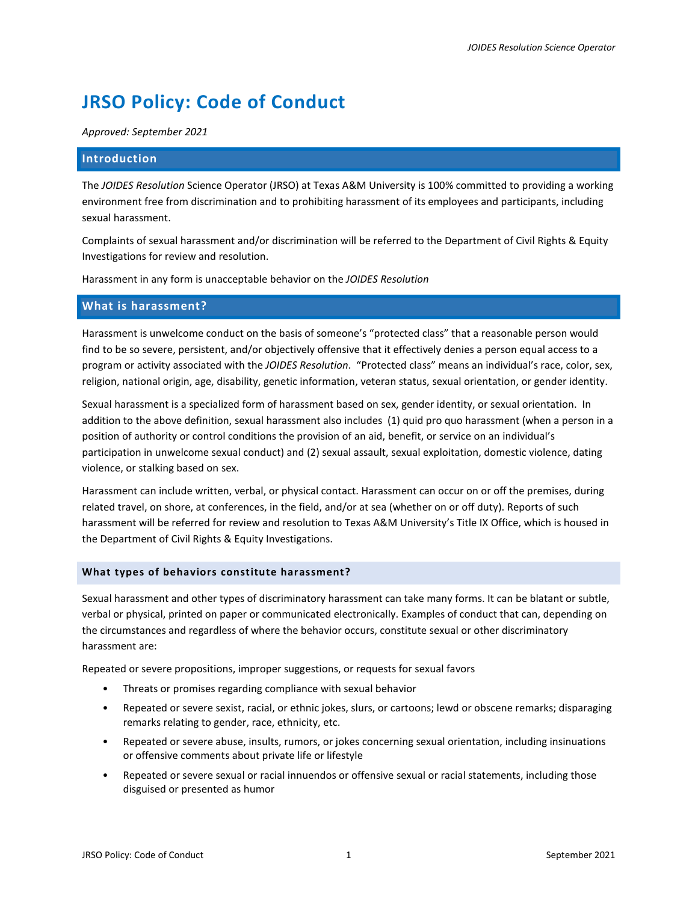# JRSO Policy: Code of Conduct

*Approved: September 2021*

## Introduction

The *JOIDES Resolution* Science Operator (JRSO) at Texas A&M University is 100% committed to providing a working environment free from discrimination and to prohibiting harassment of its employees and participants, including sexual harassment.

Complaints of sexual harassment and/or discrimination will be referred to the Department of Civil Rights & Equity Investigations for review and resolution.

Harassment in any form is unacceptable behavior on the *JOIDES Resolution*

## What is harassment?

Harassment is unwelcome conduct on the basis of someone's "protected class" that a reasonable person would find to be so severe, persistent, and/or objectively offensive that it effectively denies a person equal access to a program or activity associated with the *JOIDES Resolution*. "Protected class" means an individual's race, color, sex, religion, national origin, age, disability, genetic information, veteran status, sexual orientation, or gender identity.

Sexual harassment is a specialized form of harassment based on sex, gender identity, or sexual orientation. In addition to the above definition, sexual harassment also includes (1) quid pro quo harassment (when a person in a position of authority or control conditions the provision of an aid, benefit, or service on an individual's participation in unwelcome sexual conduct) and (2) sexual assault, sexual exploitation, domestic violence, dating violence, or stalking based on sex.

Harassment can include written, verbal, or physical contact. Harassment can occur on or off the premises, during related travel, on shore, at conferences, in the field, and/or at sea (whether on or off duty). Reports of such harassment will be referred for review and resolution to Texas A&M University's Title IX Office, which is housed in the Department of Civil Rights & Equity Investigations.

### What types of behaviors constitute harassment?

Sexual harassment and other types of discriminatory harassment can take many forms. It can be blatant or subtle, verbal or physical, printed on paper or communicated electronically. Examples of conduct that can, depending on the circumstances and regardless of where the behavior occurs, constitute sexual or other discriminatory harassment are:

Repeated or severe propositions, improper suggestions, or requests for sexual favors

- Threats or promises regarding compliance with sexual behavior
- Repeated or severe sexist, racial, or ethnic jokes, slurs, or cartoons; lewd or obscene remarks; disparaging remarks relating to gender, race, ethnicity, etc.
- Repeated or severe abuse, insults, rumors, or jokes concerning sexual orientation, including insinuations or offensive comments about private life or lifestyle
- Repeated or severe sexual or racial innuendos or offensive sexual or racial statements, including those disguised or presented as humor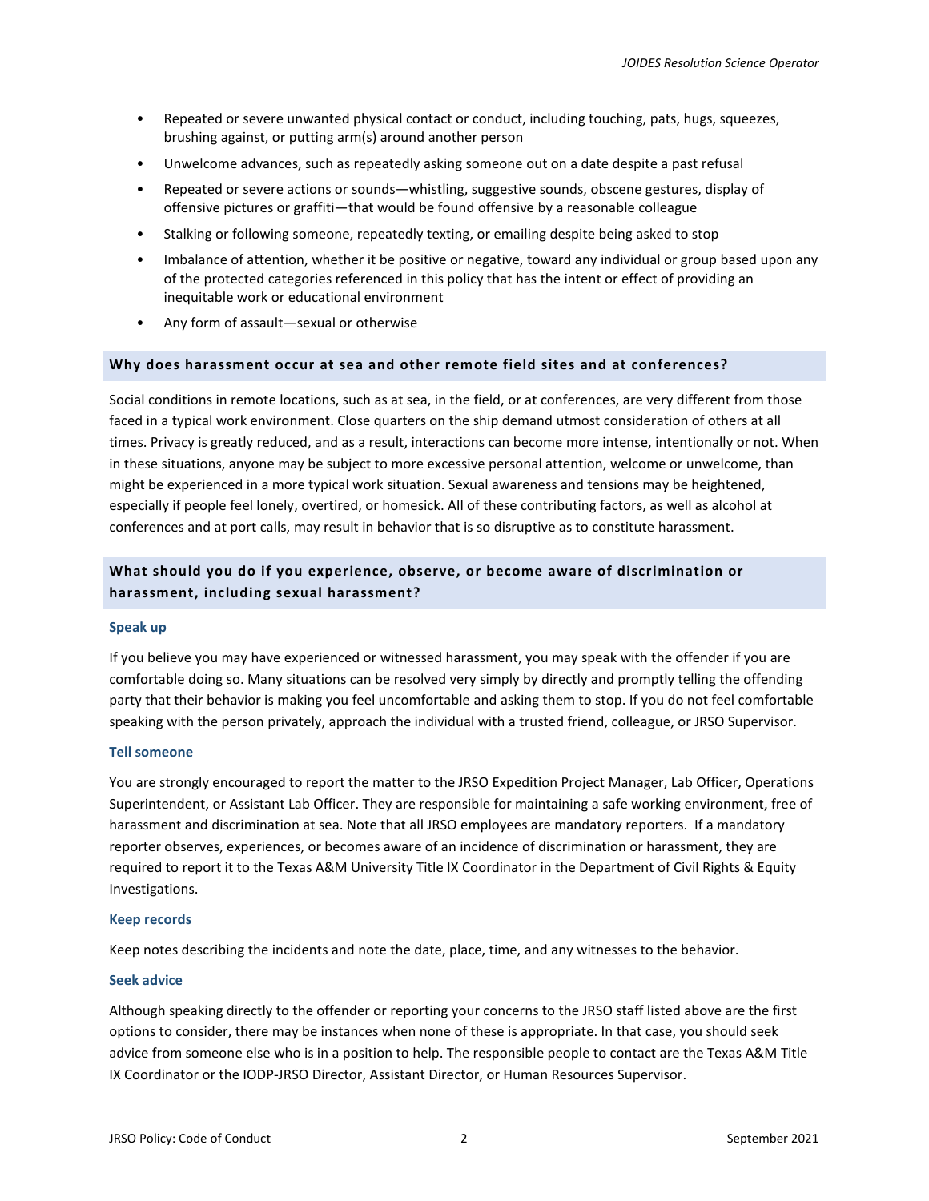- Repeated or severe unwanted physical contact or conduct, including touching, pats, hugs, squeezes, brushing against, or putting arm(s) around another person
- Unwelcome advances, such as repeatedly asking someone out on a date despite a past refusal
- Repeated or severe actions or sounds—whistling, suggestive sounds, obscene gestures, display of offensive pictures or graffiti—that would be found offensive by a reasonable colleague
- Stalking or following someone, repeatedly texting, or emailing despite being asked to stop
- Imbalance of attention, whether it be positive or negative, toward any individual or group based upon any of the protected categories referenced in this policy that has the intent or effect of providing an inequitable work or educational environment
- Any form of assault—sexual or otherwise

## Why does harassment occur at sea and other remote field sites and at conferences?

Social conditions in remote locations, such as at sea, in the field, or at conferences, are very different from those faced in a typical work environment. Close quarters on the ship demand utmost consideration of others at all times. Privacy is greatly reduced, and as a result, interactions can become more intense, intentionally or not. When in these situations, anyone may be subject to more excessive personal attention, welcome or unwelcome, than might be experienced in a more typical work situation. Sexual awareness and tensions may be heightened, especially if people feel lonely, overtired, or homesick. All of these contributing factors, as well as alcohol at conferences and at port calls, may result in behavior that is so disruptive as to constitute harassment.

## What should you do if you experience, observe, or become aware of discrimination or harassment, including sexual harassment?

### Speak up

If you believe you may have experienced or witnessed harassment, you may speak with the offender if you are comfortable doing so. Many situations can be resolved very simply by directly and promptly telling the offending party that their behavior is making you feel uncomfortable and asking them to stop. If you do not feel comfortable speaking with the person privately, approach the individual with a trusted friend, colleague, or JRSO Supervisor.

### Tell someone

You are strongly encouraged to report the matter to the JRSO Expedition Project Manager, Lab Officer, Operations Superintendent, or Assistant Lab Officer. They are responsible for maintaining a safe working environment, free of harassment and discrimination at sea. Note that all JRSO employees are mandatory reporters. If a mandatory reporter observes, experiences, or becomes aware of an incidence of discrimination or harassment, they are required to report it to the Texas A&M University Title IX Coordinator in the Department of Civil Rights & Equity Investigations.

### Keep records

Keep notes describing the incidents and note the date, place, time, and any witnesses to the behavior.

### Seek advice

Although speaking directly to the offender or reporting your concerns to the JRSO staff listed above are the first options to consider, there may be instances when none of these is appropriate. In that case, you should seek advice from someone else who is in a position to help. The responsible people to contact are the Texas A&M Title IX Coordinator or the IODP-JRSO Director, Assistant Director, or Human Resources Supervisor.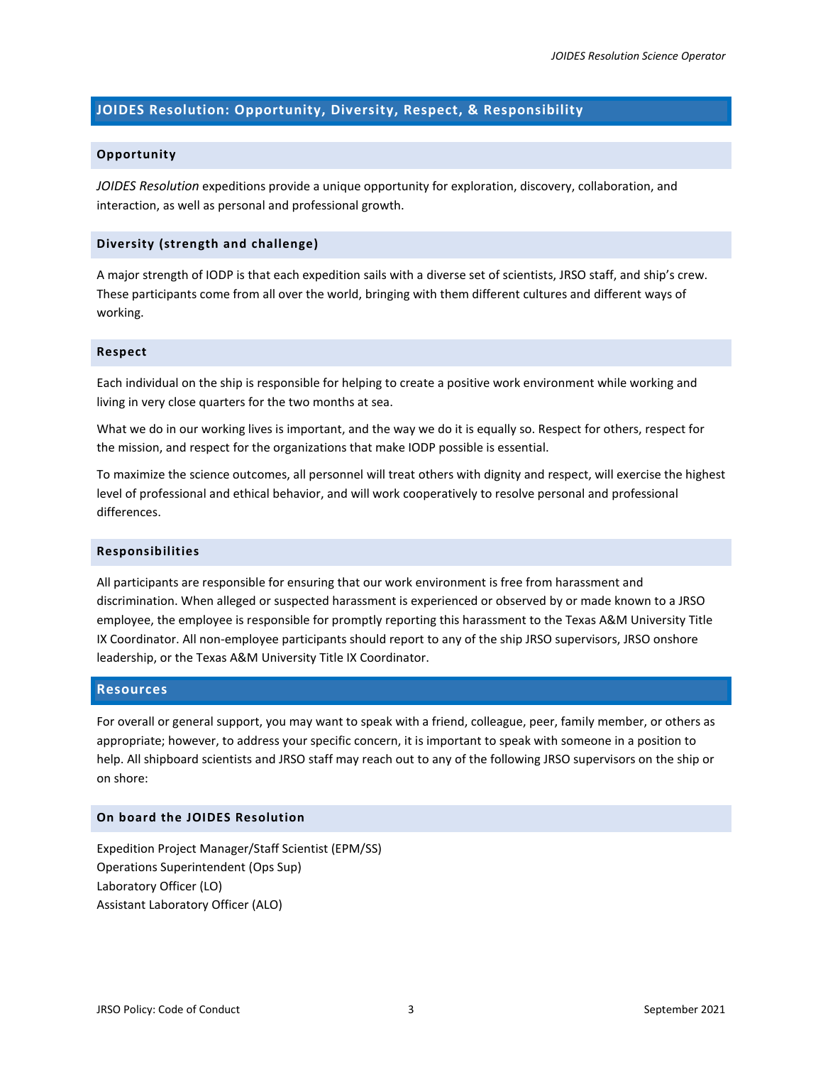## JOIDES Resolution: Opportunity, Diversity, Respect, & Responsibility

### Opportunity

*JOIDES Resolution* expeditions provide a unique opportunity for exploration, discovery, collaboration, and interaction, as well as personal and professional growth.

### Diversity (strength and challenge)

A major strength of IODP is that each expedition sails with a diverse set of scientists, JRSO staff, and ship's crew. These participants come from all over the world, bringing with them different cultures and different ways of working.

### Respect

Each individual on the ship is responsible for helping to create a positive work environment while working and living in very close quarters for the two months at sea.

What we do in our working lives is important, and the way we do it is equally so. Respect for others, respect for the mission, and respect for the organizations that make IODP possible is essential.

To maximize the science outcomes, all personnel will treat others with dignity and respect, will exercise the highest level of professional and ethical behavior, and will work cooperatively to resolve personal and professional differences.

### Responsibilities

All participants are responsible for ensuring that our work environment is free from harassment and discrimination. When alleged or suspected harassment is experienced or observed by or made known to a JRSO employee, the employee is responsible for promptly reporting this harassment to the Texas A&M University Title IX Coordinator. All non-employee participants should report to any of the ship JRSO supervisors, JRSO onshore leadership, or the Texas A&M University Title IX Coordinator.

## Resources

For overall or general support, you may want to speak with a friend, colleague, peer, family member, or others as appropriate; however, to address your specific concern, it is important to speak with someone in a position to help. All shipboard scientists and JRSO staff may reach out to any of the following JRSO supervisors on the ship or on shore:

### On board the JOIDES Resolution

Expedition Project Manager/Staff Scientist (EPM/SS)
Operations Superintendent (Ops Sup)
Laboratory Officer (LO)
Assistant Laboratory Officer (ALO)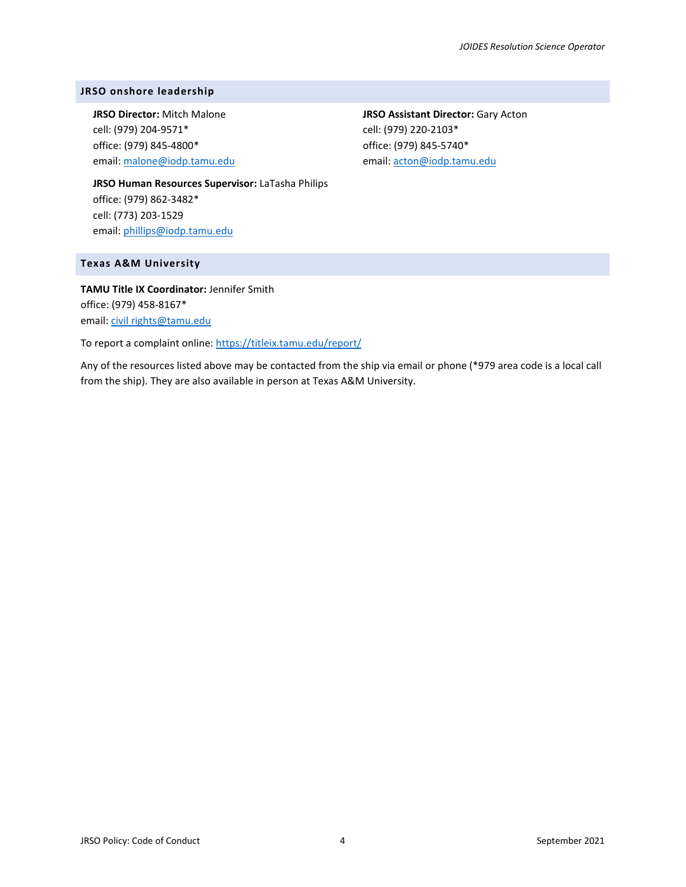## JRSO onshore leadership

**JRSO Director:** Mitch Malone
cell: (979) 204-9571*
office: (979) 845-4800*
email: malone@iodp.tamu.edu

**JRSO Assistant Director:** Gary Acton
cell: (979) 220-2103*
office: (979) 845-5740*
email: acton@iodp.tamu.edu

**JRSO Human Resources Supervisor:** LaTasha Philips
office: (979) 862-3482*
cell: (773) 203-1529
email: phillips@iodp.tamu.edu

## Texas A&M University

**TAMU Title IX Coordinator:** Jennifer Smith
office: (979) 458-8167*
email: civil rights@tamu.edu

To report a complaint online: https://titleix.tamu.edu/report/

Any of the resources listed above may be contacted from the ship via email or phone (*979 area code is a local call from the ship). They are also available in person at Texas A&M University.